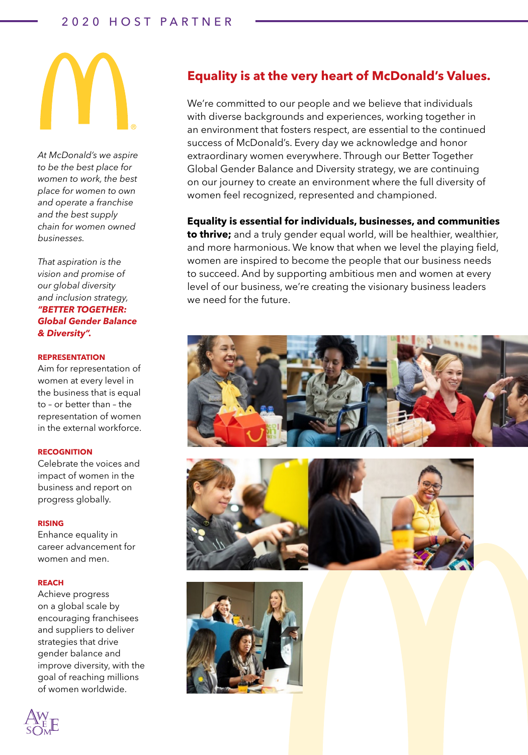# 2020 HOST PARTNER

*At McDonald's we aspire to be the best place for women to work, the best place for women to own and operate a franchise and the best supply chain for women owned businesses.*

*That aspiration is the vision and promise of our global diversity and inclusion strategy,* ***"BETTER TOGETHER: Global Gender Balance & Diversity".***

**REPRESENTATION**
Aim for representation of women at every level in the business that is equal to – or better than – the representation of women in the external workforce.

**RECOGNITION**
Celebrate the voices and impact of women in the business and report on progress globally.

**RISING**
Enhance equality in career advancement for women and men.

**REACH**
Achieve progress on a global scale by encouraging franchisees and suppliers to deliver strategies that drive gender balance and improve diversity, with the goal of reaching millions of women worldwide.

## Equality is at the very heart of McDonald's Values.

We're committed to our people and we believe that individuals with diverse backgrounds and experiences, working together in an environment that fosters respect, are essential to the continued success of McDonald's. Every day we acknowledge and honor extraordinary women everywhere. Through our Better Together Global Gender Balance and Diversity strategy, we are continuing on our journey to create an environment where the full diversity of women feel recognized, represented and championed.

**Equality is essential for individuals, businesses, and communities to thrive;** and a truly gender equal world, will be healthier, wealthier, and more harmonious. We know that when we level the playing field, women are inspired to become the people that our business needs to succeed. And by supporting ambitious men and women at every level of our business, we're creating the visionary business leaders we need for the future.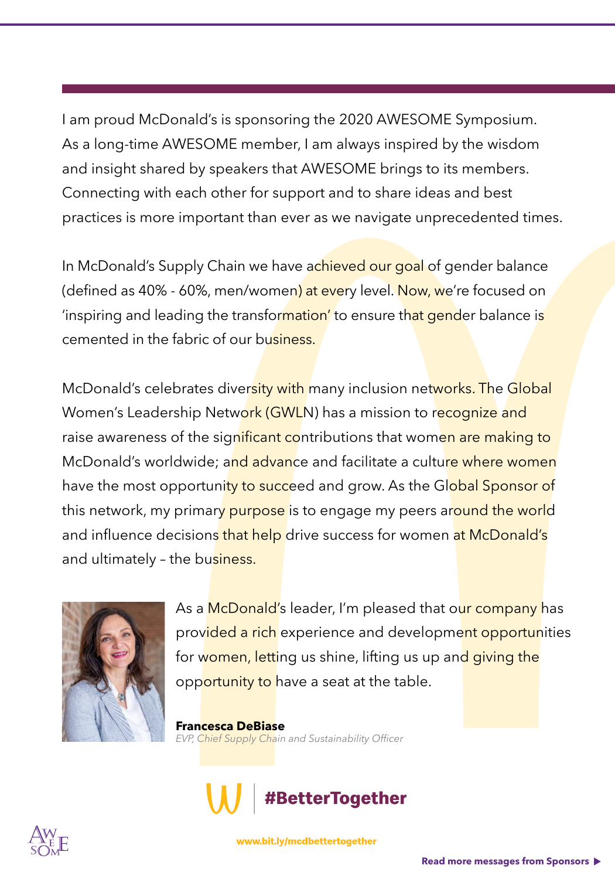I am proud McDonald's is sponsoring the 2020 AWESOME Symposium. As a long-time AWESOME member, I am always inspired by the wisdom and insight shared by speakers that AWESOME brings to its members. Connecting with each other for support and to share ideas and best practices is more important than ever as we navigate unprecedented times.

In McDonald's Supply Chain we have achieved our goal of gender balance (defined as 40% - 60%, men/women) at every level. Now, we're focused on 'inspiring and leading the transformation' to ensure that gender balance is cemented in the fabric of our business.

McDonald's celebrates diversity with many inclusion networks. The Global Women's Leadership Network (GWLN) has a mission to recognize and raise awareness of the significant contributions that women are making to McDonald's worldwide; and advance and facilitate a culture where women have the most opportunity to succeed and grow. As the Global Sponsor of this network, my primary purpose is to engage my peers around the world and influence decisions that help drive success for women at McDonald's and ultimately – the business.

As a McDonald's leader, I'm pleased that our company has provided a rich experience and development opportunities for women, letting us shine, lifting us up and giving the opportunity to have a seat at the table.

**Francesca DeBiase**
*EVP, Chief Supply Chain and Sustainability Officer*

**#BetterTogether**

**www.bit.ly/mcdbettertogether**

**Read more messages from Sponsors ▶**